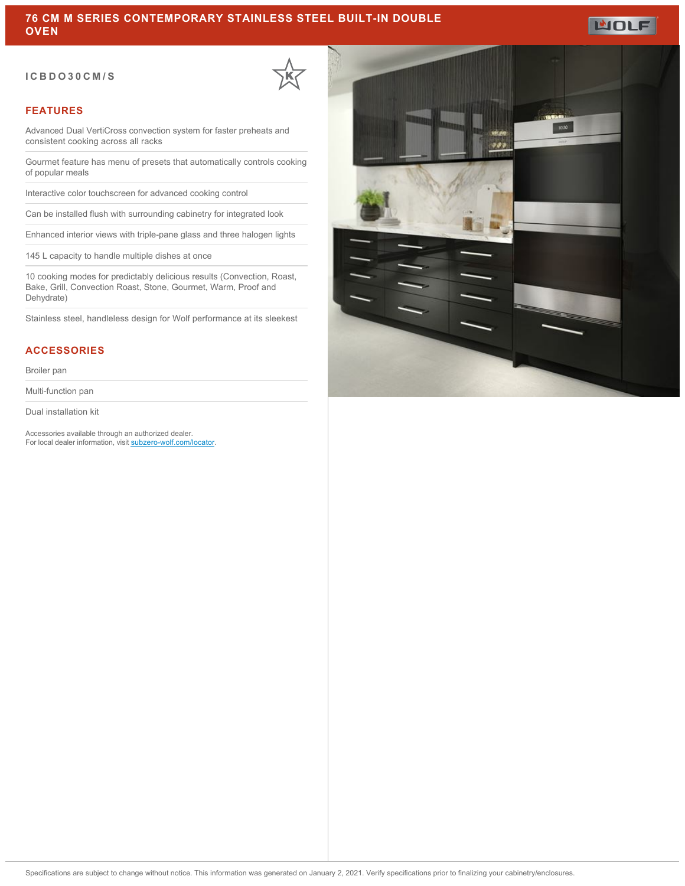# 76 CM M SERIES CONTEMPORARY STAINLESS STEEL BUILT-IN DOUBLE OVEN

**ICBDO30CM/S**

## FEATURES

- Advanced Dual VertiCross convection system for faster preheats and consistent cooking across all racks
- Gourmet feature has menu of presets that automatically controls cooking of popular meals
- Interactive color touchscreen for advanced cooking control
- Can be installed flush with surrounding cabinetry for integrated look
- Enhanced interior views with triple-pane glass and three halogen lights
- 145 L capacity to handle multiple dishes at once
- 10 cooking modes for predictably delicious results (Convection, Roast, Bake, Grill, Convection Roast, Stone, Gourmet, Warm, Proof and Dehydrate)
- Stainless steel, handleless design for Wolf performance at its sleekest

## ACCESSORIES

- Broiler pan
- Multi-function pan
- Dual installation kit

Accessories available through an authorized dealer.
For local dealer information, visit subzero-wolf.com/locator.

Specifications are subject to change without notice. This information was generated on January 2, 2021. Verify specifications prior to finalizing your cabinetry/enclosures.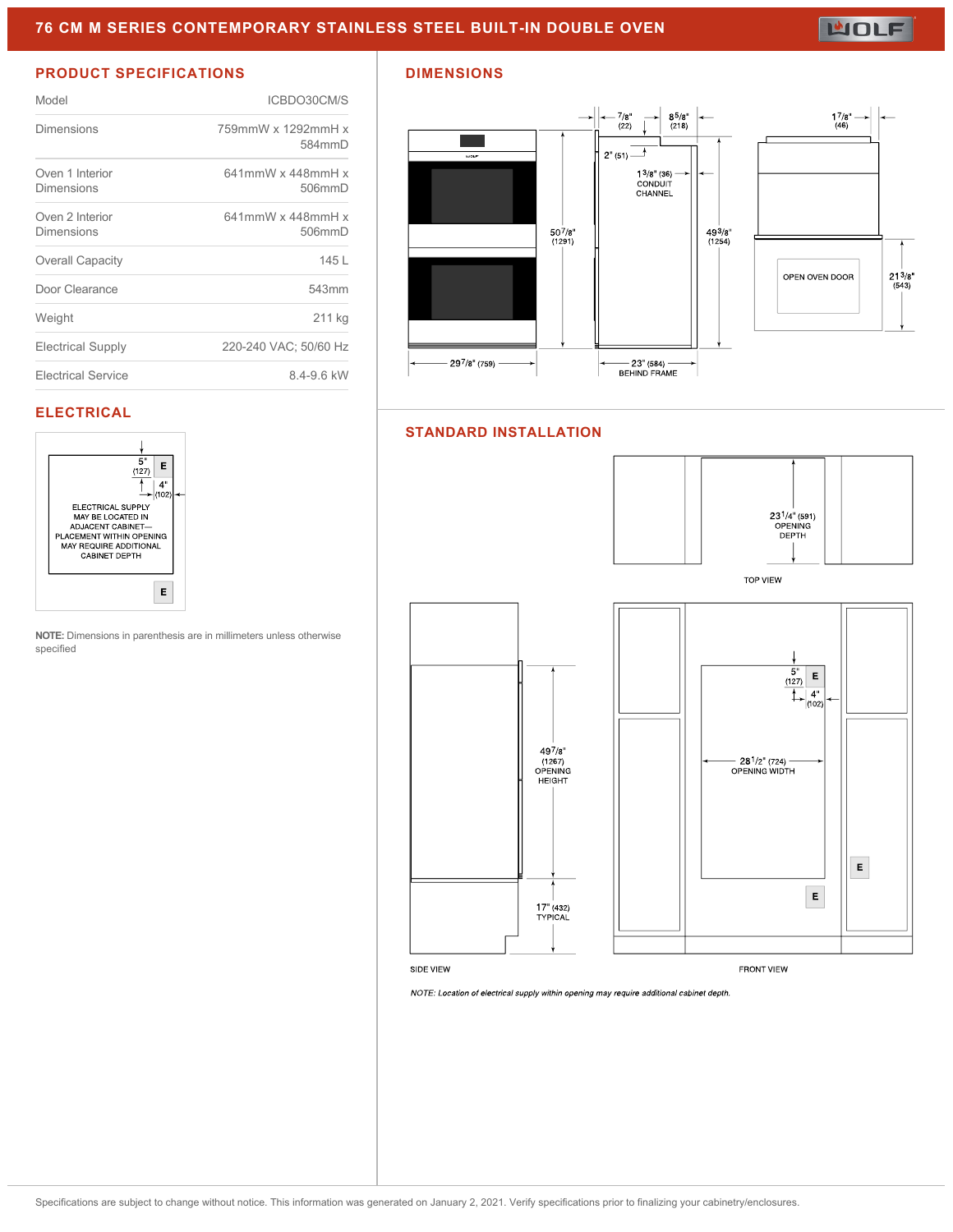# 76 CM M SERIES CONTEMPORARY STAINLESS STEEL BUILT-IN DOUBLE OVEN

## PRODUCT SPECIFICATIONS

| | |
|---|---|
| Model | ICBDO30CM/S |
| Dimensions | 759mmW x 1292mmH x 584mmD |
| Oven 1 Interior Dimensions | 641mmW x 448mmH x 506mmD |
| Oven 2 Interior Dimensions | 641mmW x 448mmH x 506mmD |
| Overall Capacity | 145 L |
| Door Clearance | 543mm |
| Weight | 211 kg |
| Electrical Supply | 220-240 VAC; 50/60 Hz |
| Electrical Service | 8.4-9.6 kW |

## ELECTRICAL

5" (127)
E
4" (102)
ELECTRICAL SUPPLY MAY BE LOCATED IN ADJACENT CABINET— PLACEMENT WITHIN OPENING MAY REQUIRE ADDITIONAL CABINET DEPTH
E

**NOTE:** Dimensions in parenthesis are in millimeters unless otherwise specified

## DIMENSIONS

7/8" (22)
8 5/8" (218)
1 7/8" (46)
2" (51)
1 3/8" (36) CONDUIT CHANNEL
50 7/8" (1291)
49 3/8" (1254)
OPEN OVEN DOOR
21 3/8" (543)
29 7/8" (759)
23" (584) BEHIND FRAME

## STANDARD INSTALLATION

23 1/4" (591) OPENING DEPTH
TOP VIEW

49 7/8" (1267) OPENING HEIGHT
17" (432) TYPICAL
SIDE VIEW

5" (127)
E
4" (102)
28 1/2" (724) OPENING WIDTH
E
E
FRONT VIEW

*NOTE: Location of electrical supply within opening may require additional cabinet depth.*

Specifications are subject to change without notice. This information was generated on January 2, 2021. Verify specifications prior to finalizing your cabinetry/enclosures.